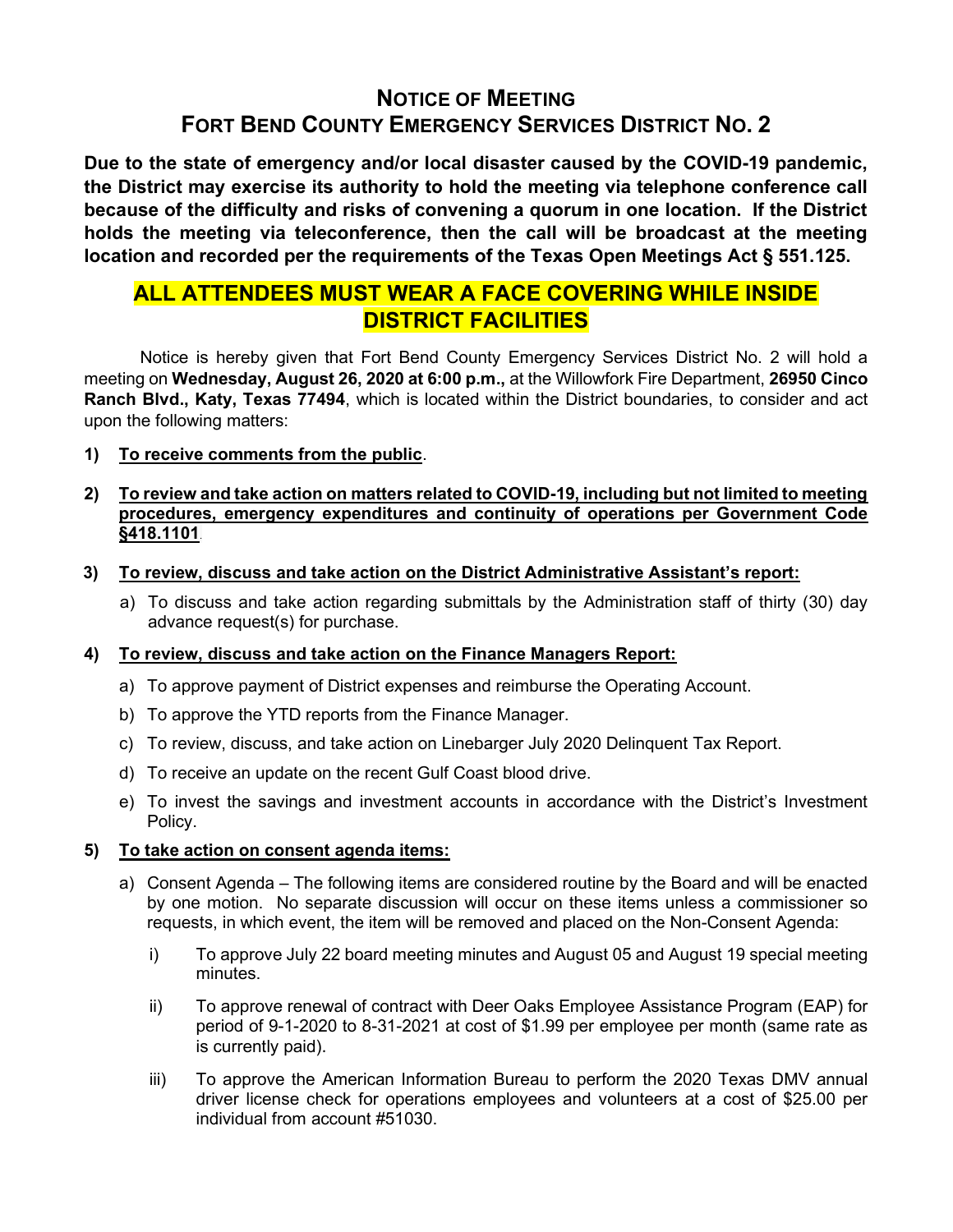# NOTICE OF MEETING
# FORT BEND COUNTY EMERGENCY SERVICES DISTRICT NO. 2

**Due to the state of emergency and/or local disaster caused by the COVID-19 pandemic, the District may exercise its authority to hold the meeting via telephone conference call because of the difficulty and risks of convening a quorum in one location. If the District holds the meeting via teleconference, then the call will be broadcast at the meeting location and recorded per the requirements of the Texas Open Meetings Act § 551.125.**

## ALL ATTENDEES MUST WEAR A FACE COVERING WHILE INSIDE DISTRICT FACILITIES

Notice is hereby given that Fort Bend County Emergency Services District No. 2 will hold a meeting on **Wednesday, August 26, 2020 at 6:00 p.m.,** at the Willowfork Fire Department, **26950 Cinco Ranch Blvd., Katy, Texas 77494**, which is located within the District boundaries, to consider and act upon the following matters:

1) **To receive comments from the public**.

2) **To review and take action on matters related to COVID-19, including but not limited to meeting procedures, emergency expenditures and continuity of operations per Government Code §418.1101**.

3) **To review, discuss and take action on the District Administrative Assistant's report:**
   a) To discuss and take action regarding submittals by the Administration staff of thirty (30) day advance request(s) for purchase.

4) **To review, discuss and take action on the Finance Managers Report:**
   a) To approve payment of District expenses and reimburse the Operating Account.
   b) To approve the YTD reports from the Finance Manager.
   c) To review, discuss, and take action on Linebarger July 2020 Delinquent Tax Report.
   d) To receive an update on the recent Gulf Coast blood drive.
   e) To invest the savings and investment accounts in accordance with the District's Investment Policy.

5) **To take action on consent agenda items:**
   a) Consent Agenda – The following items are considered routine by the Board and will be enacted by one motion. No separate discussion will occur on these items unless a commissioner so requests, in which event, the item will be removed and placed on the Non-Consent Agenda:
      i) To approve July 22 board meeting minutes and August 05 and August 19 special meeting minutes.
      ii) To approve renewal of contract with Deer Oaks Employee Assistance Program (EAP) for period of 9-1-2020 to 8-31-2021 at cost of $1.99 per employee per month (same rate as is currently paid).
      iii) To approve the American Information Bureau to perform the 2020 Texas DMV annual driver license check for operations employees and volunteers at a cost of $25.00 per individual from account #51030.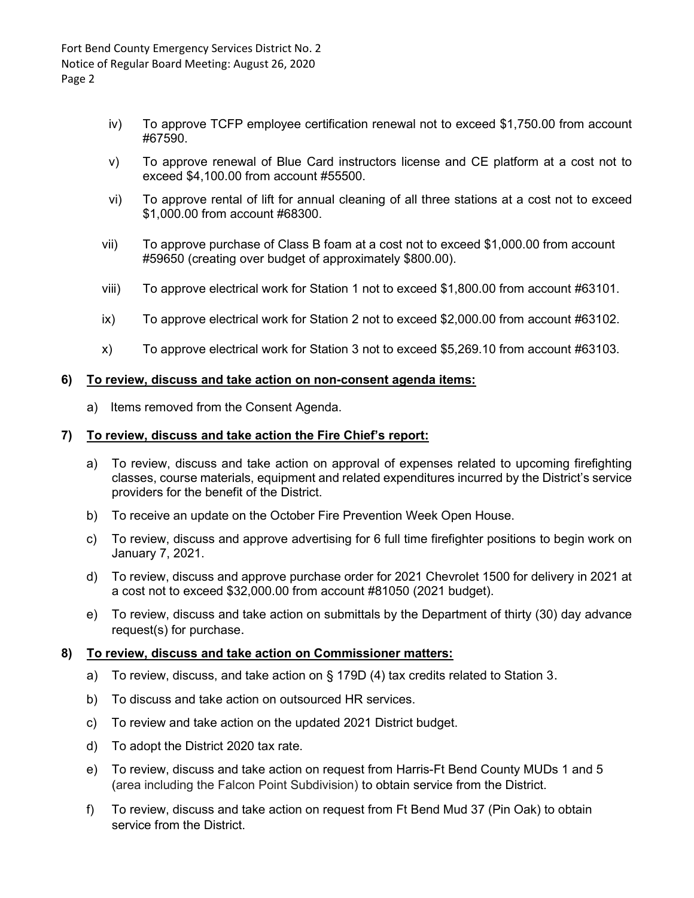iv) To approve TCFP employee certification renewal not to exceed $1,750.00 from account #67590.

v) To approve renewal of Blue Card instructors license and CE platform at a cost not to exceed $4,100.00 from account #55500.

vi) To approve rental of lift for annual cleaning of all three stations at a cost not to exceed $1,000.00 from account #68300.

vii) To approve purchase of Class B foam at a cost not to exceed $1,000.00 from account #59650 (creating over budget of approximately $800.00).

viii) To approve electrical work for Station 1 not to exceed $1,800.00 from account #63101.

ix) To approve electrical work for Station 2 not to exceed $2,000.00 from account #63102.

x) To approve electrical work for Station 3 not to exceed $5,269.10 from account #63103.

**6) <u>To review, discuss and take action on non-consent agenda items:</u>**

a) Items removed from the Consent Agenda.

**7) <u>To review, discuss and take action the Fire Chief's report:</u>**

a) To review, discuss and take action on approval of expenses related to upcoming firefighting classes, course materials, equipment and related expenditures incurred by the District's service providers for the benefit of the District.

b) To receive an update on the October Fire Prevention Week Open House.

c) To review, discuss and approve advertising for 6 full time firefighter positions to begin work on January 7, 2021.

d) To review, discuss and approve purchase order for 2021 Chevrolet 1500 for delivery in 2021 at a cost not to exceed $32,000.00 from account #81050 (2021 budget).

e) To review, discuss and take action on submittals by the Department of thirty (30) day advance request(s) for purchase.

**8) <u>To review, discuss and take action on Commissioner matters:</u>**

a) To review, discuss, and take action on § 179D (4) tax credits related to Station 3.

b) To discuss and take action on outsourced HR services.

c) To review and take action on the updated 2021 District budget.

d) To adopt the District 2020 tax rate.

e) To review, discuss and take action on request from Harris-Ft Bend County MUDs 1 and 5 (area including the Falcon Point Subdivision) to obtain service from the District.

f) To review, discuss and take action on request from Ft Bend Mud 37 (Pin Oak) to obtain service from the District.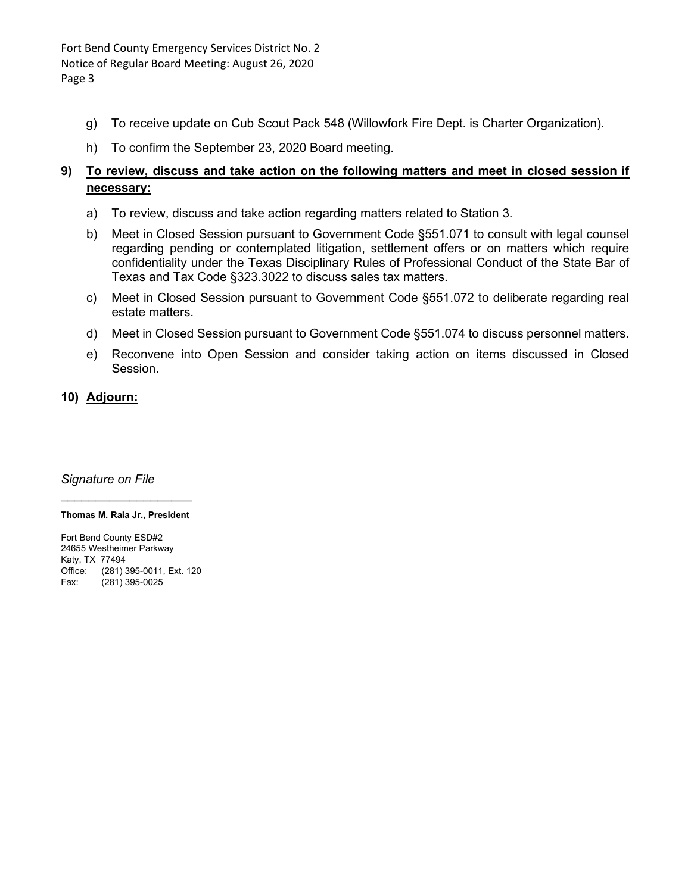g) To receive update on Cub Scout Pack 548 (Willowfork Fire Dept. is Charter Organization).

h) To confirm the September 23, 2020 Board meeting.

**9) <u>To review, discuss and take action on the following matters and meet in closed session if necessary:</u>**

a) To review, discuss and take action regarding matters related to Station 3.

b) Meet in Closed Session pursuant to Government Code §551.071 to consult with legal counsel regarding pending or contemplated litigation, settlement offers or on matters which require confidentiality under the Texas Disciplinary Rules of Professional Conduct of the State Bar of Texas and Tax Code §323.3022 to discuss sales tax matters.

c) Meet in Closed Session pursuant to Government Code §551.072 to deliberate regarding real estate matters.

d) Meet in Closed Session pursuant to Government Code §551.074 to discuss personnel matters.

e) Reconvene into Open Session and consider taking action on items discussed in Closed Session.

**10) <u>Adjourn:</u>**

*Signature on File*

____________________

**Thomas M. Raia Jr., President**

Fort Bend County ESD#2
24655 Westheimer Parkway
Katy, TX 77494
Office: (281) 395-0011, Ext. 120
Fax: (281) 395-0025